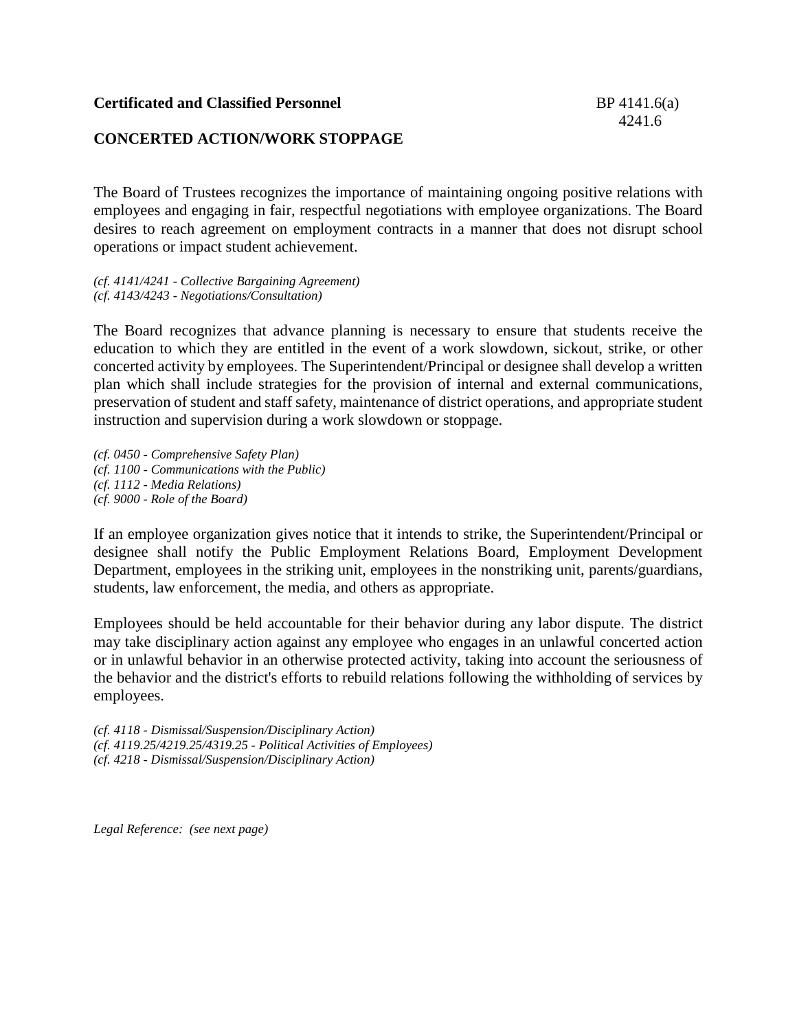**Certificated and Classified Personnel** BP 4141.6(a)
4241.6

## CONCERTED ACTION/WORK STOPPAGE

The Board of Trustees recognizes the importance of maintaining ongoing positive relations with employees and engaging in fair, respectful negotiations with employee organizations. The Board desires to reach agreement on employment contracts in a manner that does not disrupt school operations or impact student achievement.

*(cf. 4141/4241 - Collective Bargaining Agreement)*
*(cf. 4143/4243 - Negotiations/Consultation)*

The Board recognizes that advance planning is necessary to ensure that students receive the education to which they are entitled in the event of a work slowdown, sickout, strike, or other concerted activity by employees. The Superintendent/Principal or designee shall develop a written plan which shall include strategies for the provision of internal and external communications, preservation of student and staff safety, maintenance of district operations, and appropriate student instruction and supervision during a work slowdown or stoppage.

*(cf. 0450 - Comprehensive Safety Plan)*
*(cf. 1100 - Communications with the Public)*
*(cf. 1112 - Media Relations)*
*(cf. 9000 - Role of the Board)*

If an employee organization gives notice that it intends to strike, the Superintendent/Principal or designee shall notify the Public Employment Relations Board, Employment Development Department, employees in the striking unit, employees in the nonstriking unit, parents/guardians, students, law enforcement, the media, and others as appropriate.

Employees should be held accountable for their behavior during any labor dispute. The district may take disciplinary action against any employee who engages in an unlawful concerted action or in unlawful behavior in an otherwise protected activity, taking into account the seriousness of the behavior and the district's efforts to rebuild relations following the withholding of services by employees.

*(cf. 4118 - Dismissal/Suspension/Disciplinary Action)*
*(cf. 4119.25/4219.25/4319.25 - Political Activities of Employees)*
*(cf. 4218 - Dismissal/Suspension/Disciplinary Action)*

*Legal Reference: (see next page)*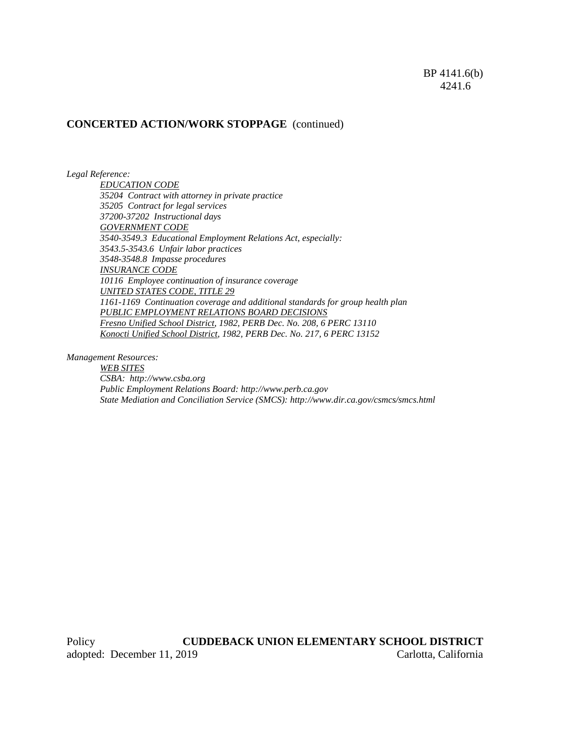**CONCERTED ACTION/WORK STOPPAGE** (continued)

*Legal Reference:*

*EDUCATION CODE*
*35204 Contract with attorney in private practice*
*35205 Contract for legal services*
*37200-37202 Instructional days*
*GOVERNMENT CODE*
*3540-3549.3 Educational Employment Relations Act, especially:*
*3543.5-3543.6 Unfair labor practices*
*3548-3548.8 Impasse procedures*
*INSURANCE CODE*
*10116 Employee continuation of insurance coverage*
*UNITED STATES CODE, TITLE 29*
*1161-1169 Continuation coverage and additional standards for group health plan*
*PUBLIC EMPLOYMENT RELATIONS BOARD DECISIONS*
*Fresno Unified School District, 1982, PERB Dec. No. 208, 6 PERC 13110*
*Konocti Unified School District, 1982, PERB Dec. No. 217, 6 PERC 13152*

*Management Resources:*

*WEB SITES*
*CSBA: http://www.csba.org*
*Public Employment Relations Board: http://www.perb.ca.gov*
*State Mediation and Conciliation Service (SMCS): http://www.dir.ca.gov/csmcs/smcs.html*

Policy adopted: December 11, 2019

**CUDDEBACK UNION ELEMENTARY SCHOOL DISTRICT**
Carlotta, California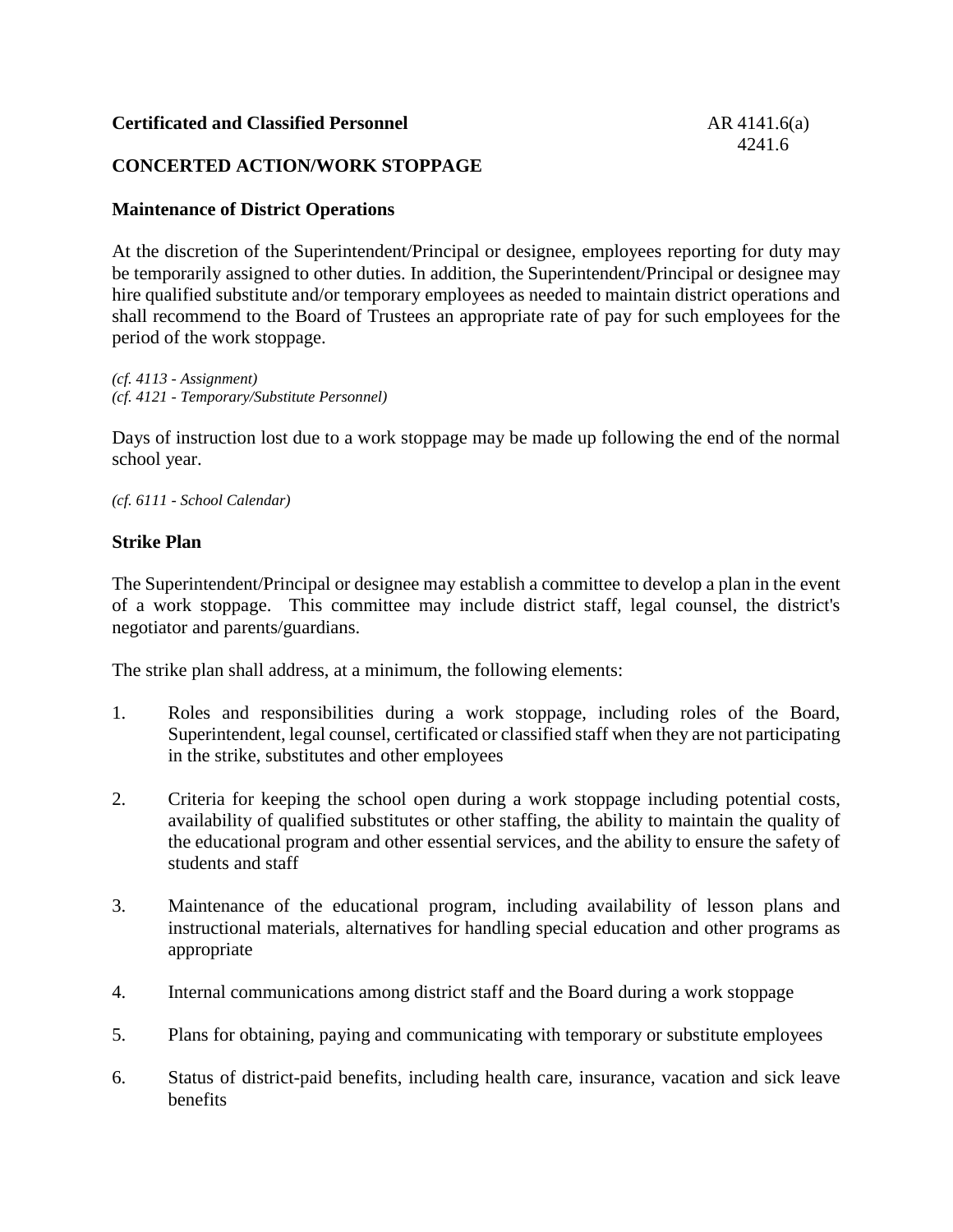**Certificated and Classified Personnel**

AR 4141.6(a)
4241.6

## CONCERTED ACTION/WORK STOPPAGE

### Maintenance of District Operations

At the discretion of the Superintendent/Principal or designee, employees reporting for duty may be temporarily assigned to other duties. In addition, the Superintendent/Principal or designee may hire qualified substitute and/or temporary employees as needed to maintain district operations and shall recommend to the Board of Trustees an appropriate rate of pay for such employees for the period of the work stoppage.

*(cf. 4113 - Assignment)*
*(cf. 4121 - Temporary/Substitute Personnel)*

Days of instruction lost due to a work stoppage may be made up following the end of the normal school year.

*(cf. 6111 - School Calendar)*

### Strike Plan

The Superintendent/Principal or designee may establish a committee to develop a plan in the event of a work stoppage. This committee may include district staff, legal counsel, the district's negotiator and parents/guardians.

The strike plan shall address, at a minimum, the following elements:

1. Roles and responsibilities during a work stoppage, including roles of the Board, Superintendent, legal counsel, certificated or classified staff when they are not participating in the strike, substitutes and other employees

2. Criteria for keeping the school open during a work stoppage including potential costs, availability of qualified substitutes or other staffing, the ability to maintain the quality of the educational program and other essential services, and the ability to ensure the safety of students and staff

3. Maintenance of the educational program, including availability of lesson plans and instructional materials, alternatives for handling special education and other programs as appropriate

4. Internal communications among district staff and the Board during a work stoppage

5. Plans for obtaining, paying and communicating with temporary or substitute employees

6. Status of district-paid benefits, including health care, insurance, vacation and sick leave benefits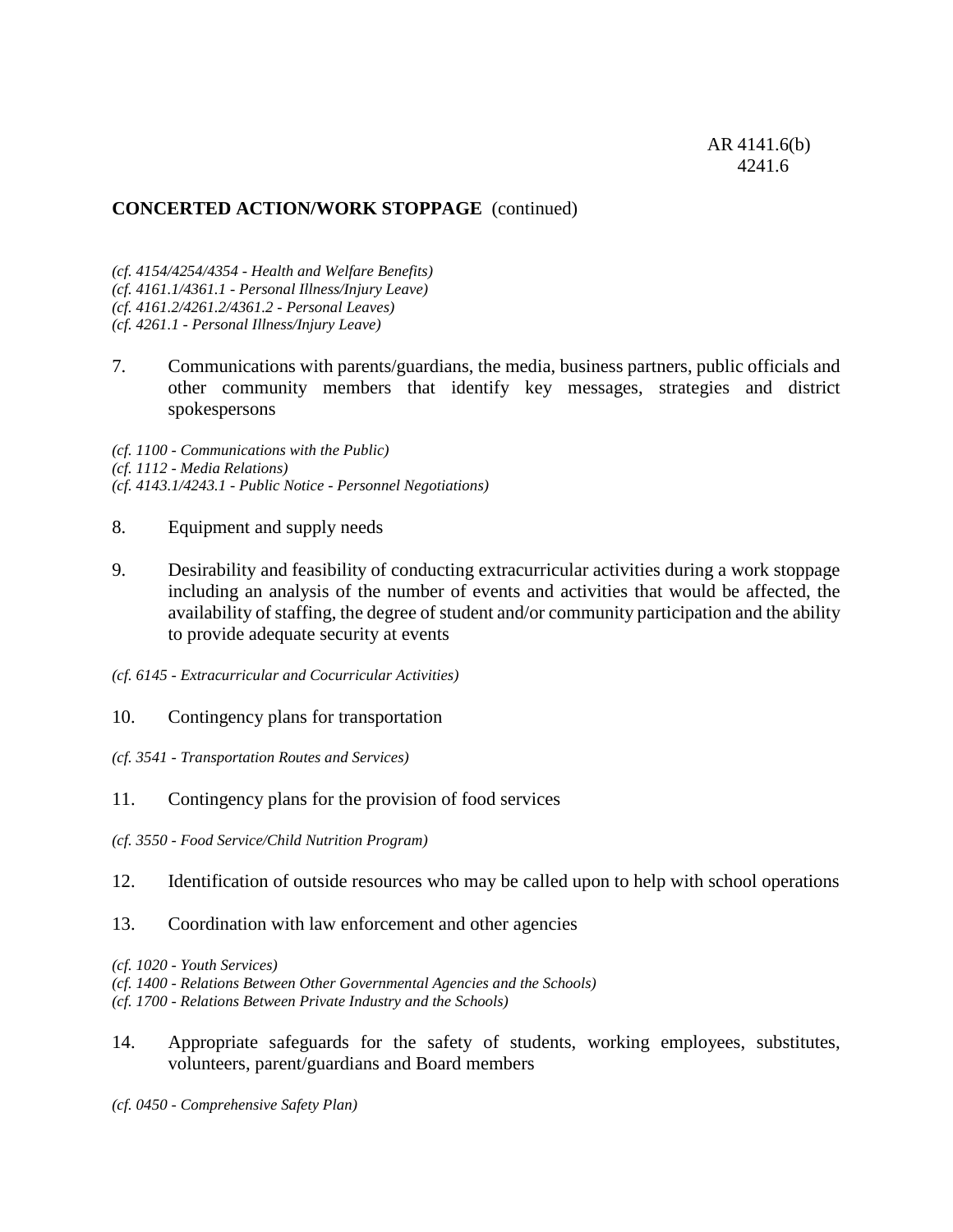**CONCERTED ACTION/WORK STOPPAGE** (continued)

*(cf. 4154/4254/4354 - Health and Welfare Benefits)*
*(cf. 4161.1/4361.1 - Personal Illness/Injury Leave)*
*(cf. 4161.2/4261.2/4361.2 - Personal Leaves)*
*(cf. 4261.1 - Personal Illness/Injury Leave)*

7. Communications with parents/guardians, the media, business partners, public officials and other community members that identify key messages, strategies and district spokespersons

*(cf. 1100 - Communications with the Public)*
*(cf. 1112 - Media Relations)*
*(cf. 4143.1/4243.1 - Public Notice - Personnel Negotiations)*

8. Equipment and supply needs

9. Desirability and feasibility of conducting extracurricular activities during a work stoppage including an analysis of the number of events and activities that would be affected, the availability of staffing, the degree of student and/or community participation and the ability to provide adequate security at events

*(cf. 6145 - Extracurricular and Cocurricular Activities)*

10. Contingency plans for transportation

*(cf. 3541 - Transportation Routes and Services)*

11. Contingency plans for the provision of food services

*(cf. 3550 - Food Service/Child Nutrition Program)*

12. Identification of outside resources who may be called upon to help with school operations

13. Coordination with law enforcement and other agencies

*(cf. 1020 - Youth Services)*
*(cf. 1400 - Relations Between Other Governmental Agencies and the Schools)*
*(cf. 1700 - Relations Between Private Industry and the Schools)*

14. Appropriate safeguards for the safety of students, working employees, substitutes, volunteers, parent/guardians and Board members

*(cf. 0450 - Comprehensive Safety Plan)*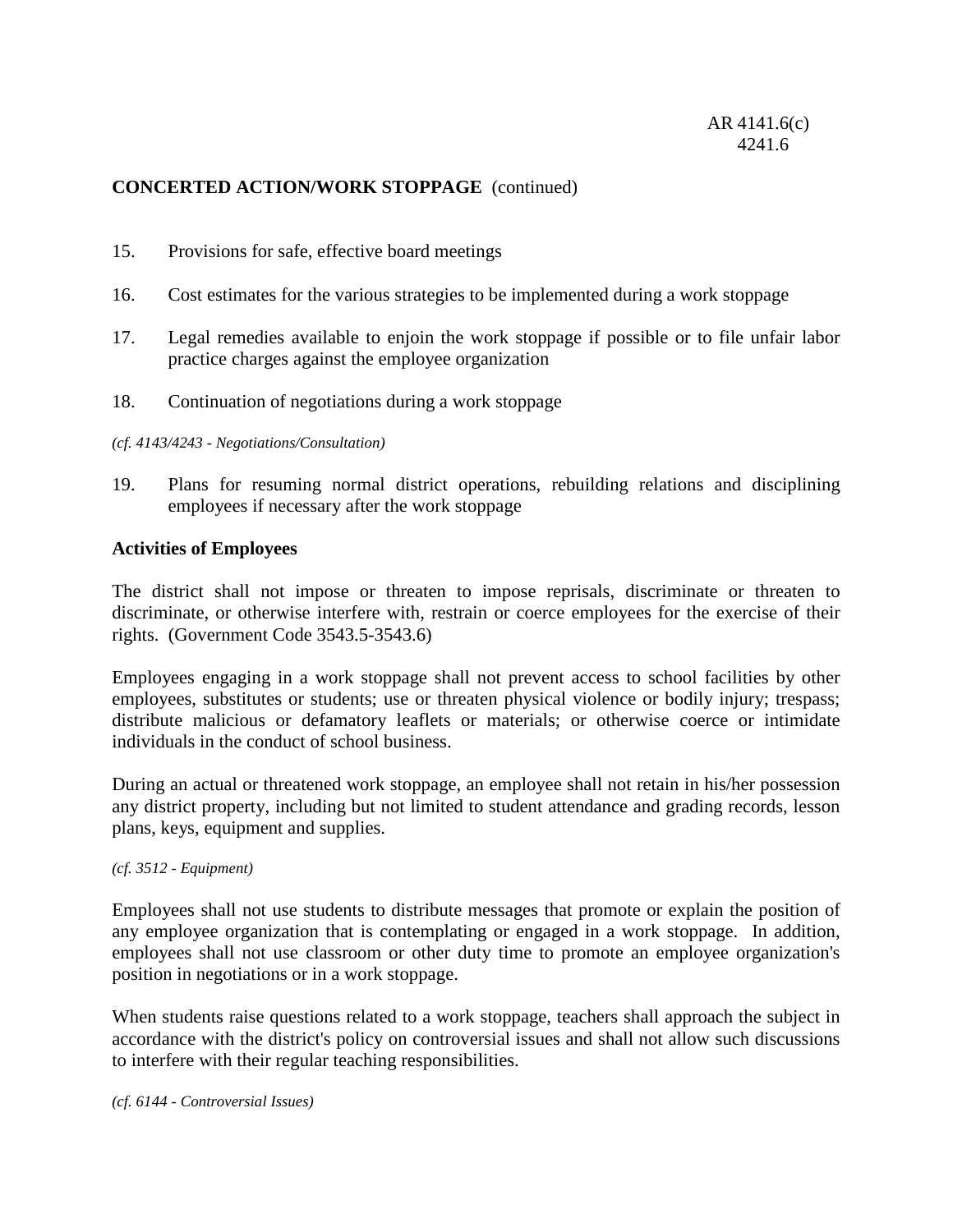15. Provisions for safe, effective board meetings

16. Cost estimates for the various strategies to be implemented during a work stoppage

17. Legal remedies available to enjoin the work stoppage if possible or to file unfair labor practice charges against the employee organization

18. Continuation of negotiations during a work stoppage

*(cf. 4143/4243 - Negotiations/Consultation)*

19. Plans for resuming normal district operations, rebuilding relations and disciplining employees if necessary after the work stoppage

**Activities of Employees**

The district shall not impose or threaten to impose reprisals, discriminate or threaten to discriminate, or otherwise interfere with, restrain or coerce employees for the exercise of their rights. (Government Code 3543.5-3543.6)

Employees engaging in a work stoppage shall not prevent access to school facilities by other employees, substitutes or students; use or threaten physical violence or bodily injury; trespass; distribute malicious or defamatory leaflets or materials; or otherwise coerce or intimidate individuals in the conduct of school business.

During an actual or threatened work stoppage, an employee shall not retain in his/her possession any district property, including but not limited to student attendance and grading records, lesson plans, keys, equipment and supplies.

*(cf. 3512 - Equipment)*

Employees shall not use students to distribute messages that promote or explain the position of any employee organization that is contemplating or engaged in a work stoppage. In addition, employees shall not use classroom or other duty time to promote an employee organization's position in negotiations or in a work stoppage.

When students raise questions related to a work stoppage, teachers shall approach the subject in accordance with the district's policy on controversial issues and shall not allow such discussions to interfere with their regular teaching responsibilities.

*(cf. 6144 - Controversial Issues)*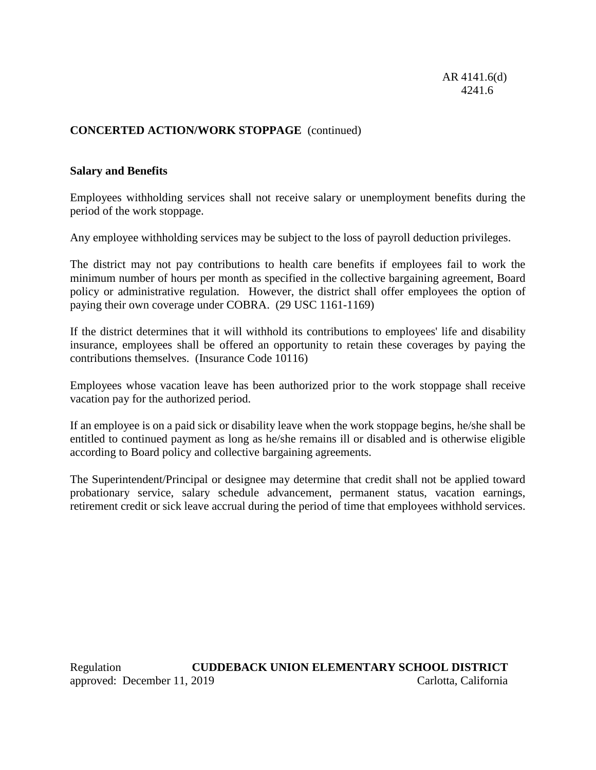**CONCERTED ACTION/WORK STOPPAGE** (continued)

**Salary and Benefits**

Employees withholding services shall not receive salary or unemployment benefits during the period of the work stoppage.

Any employee withholding services may be subject to the loss of payroll deduction privileges.

The district may not pay contributions to health care benefits if employees fail to work the minimum number of hours per month as specified in the collective bargaining agreement, Board policy or administrative regulation. However, the district shall offer employees the option of paying their own coverage under COBRA. (29 USC 1161-1169)

If the district determines that it will withhold its contributions to employees' life and disability insurance, employees shall be offered an opportunity to retain these coverages by paying the contributions themselves. (Insurance Code 10116)

Employees whose vacation leave has been authorized prior to the work stoppage shall receive vacation pay for the authorized period.

If an employee is on a paid sick or disability leave when the work stoppage begins, he/she shall be entitled to continued payment as long as he/she remains ill or disabled and is otherwise eligible according to Board policy and collective bargaining agreements.

The Superintendent/Principal or designee may determine that credit shall not be applied toward probationary service, salary schedule advancement, permanent status, vacation earnings, retirement credit or sick leave accrual during the period of time that employees withhold services.

Regulation approved: December 11, 2019

**CUDDEBACK UNION ELEMENTARY SCHOOL DISTRICT**
Carlotta, California